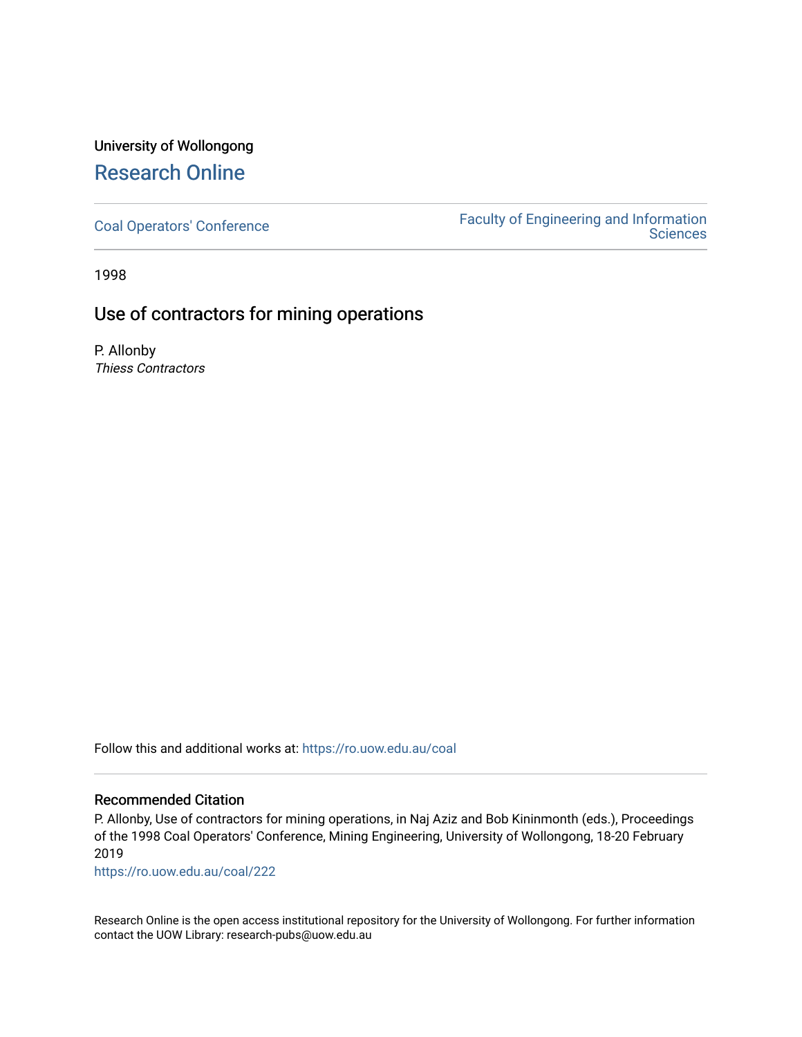University of Wollongong

# Research Online

Coal Operators' Conference

Faculty of Engineering and Information Sciences

1998

## Use of contractors for mining operations

P. Allonby
*Thiess Contractors*

Follow this and additional works at: https://ro.uow.edu.au/coal

### Recommended Citation

P. Allonby, Use of contractors for mining operations, in Naj Aziz and Bob Kininmonth (eds.), Proceedings of the 1998 Coal Operators' Conference, Mining Engineering, University of Wollongong, 18-20 February 2019

https://ro.uow.edu.au/coal/222

Research Online is the open access institutional repository for the University of Wollongong. For further information contact the UOW Library: research-pubs@uow.edu.au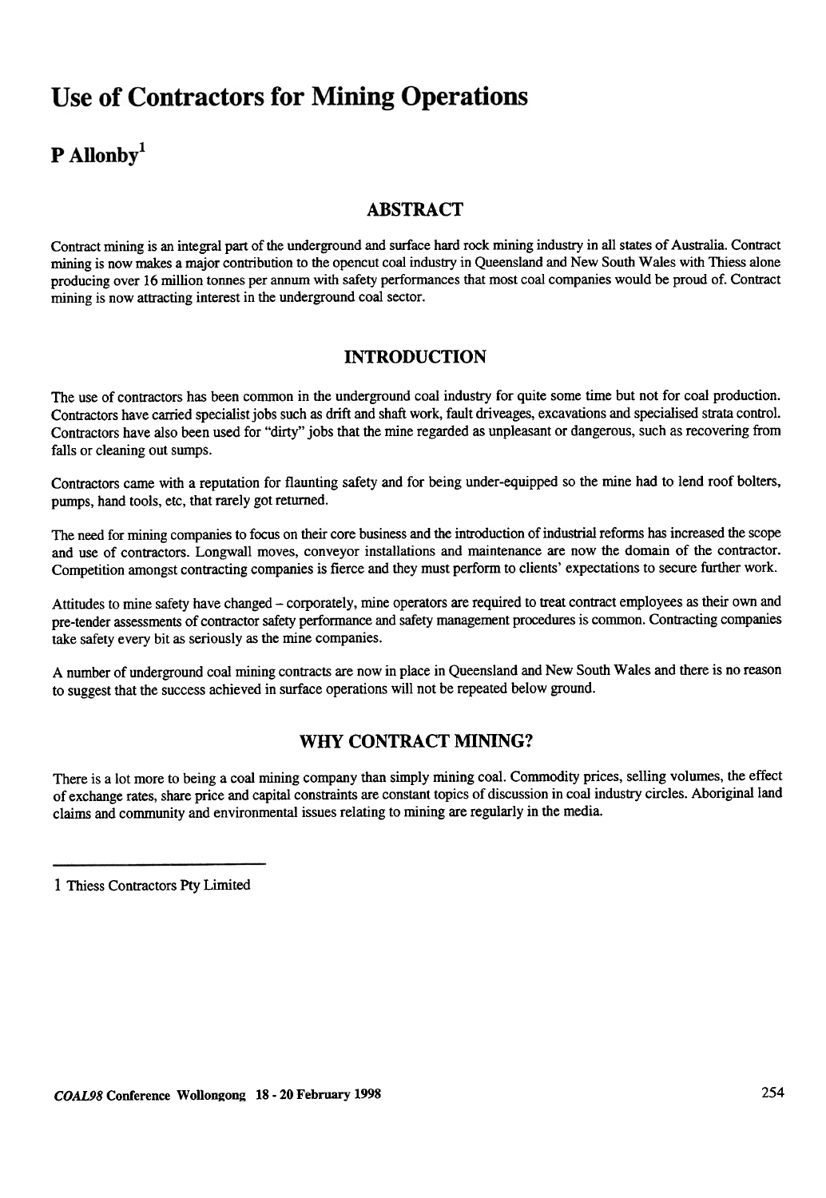# Use of Contractors for Mining Operations

## P Allonby[1]

### ABSTRACT

Contract mining is an integral part of the underground and surface hard rock mining industry in all states of Australia. Contract mining is now makes a major contribution to the opencut coal industry in Queensland and New South Wales with Thiess alone producing over 16 million tonnes per annum with safety performances that most coal companies would be proud of. Contract mining is now attracting interest in the underground coal sector.

### INTRODUCTION

The use of contractors has been common in the underground coal industry for quite some time but not for coal production. Contractors have carried specialist jobs such as drift and shaft work, fault driveages, excavations and specialised strata control. Contractors have also been used for "dirty" jobs that the mine regarded as unpleasant or dangerous, such as recovering from falls or cleaning out sumps.

Contractors came with a reputation for flaunting safety and for being under-equipped so the mine had to lend roof bolters, pumps, hand tools, etc, that rarely got returned.

The need for mining companies to focus on their core business and the introduction of industrial reforms has increased the scope and use of contractors. Longwall moves, conveyor installations and maintenance are now the domain of the contractor. Competition amongst contracting companies is fierce and they must perform to clients' expectations to secure further work.

Attitudes to mine safety have changed – corporately, mine operators are required to treat contract employees as their own and pre-tender assessments of contractor safety performance and safety management procedures is common. Contracting companies take safety every bit as seriously as the mine companies.

A number of underground coal mining contracts are now in place in Queensland and New South Wales and there is no reason to suggest that the success achieved in surface operations will not be repeated below ground.

### WHY CONTRACT MINING?

There is a lot more to being a coal mining company than simply mining coal. Commodity prices, selling volumes, the effect of exchange rates, share price and capital constraints are constant topics of discussion in coal industry circles. Aboriginal land claims and community and environmental issues relating to mining are regularly in the media.

---

[1] Thiess Contractors Pty Limited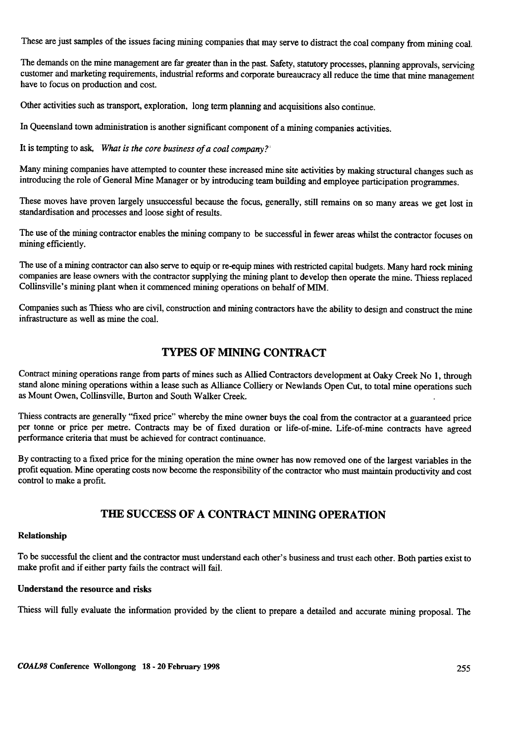These are just samples of the issues facing mining companies that may serve to distract the coal company from mining coal.

The demands on the mine management are far greater than in the past. Safety, statutory processes, planning approvals, servicing customer and marketing requirements, industrial reforms and corporate bureaucracy all reduce the time that mine management have to focus on production and cost.

Other activities such as transport, exploration, long term planning and acquisitions also continue.

In Queensland town administration is another significant component of a mining companies activities.

It is tempting to ask, *What is the core business of a coal company?*

Many mining companies have attempted to counter these increased mine site activities by making structural changes such as introducing the role of General Mine Manager or by introducing team building and employee participation programmes.

These moves have proven largely unsuccessful because the focus, generally, still remains on so many areas we get lost in standardisation and processes and loose sight of results.

The use of the mining contractor enables the mining company to be successful in fewer areas whilst the contractor focuses on mining efficiently.

The use of a mining contractor can also serve to equip or re-equip mines with restricted capital budgets. Many hard rock mining companies are lease owners with the contractor supplying the mining plant to develop then operate the mine. Thiess replaced Collinsville's mining plant when it commenced mining operations on behalf of MIM.

Companies such as Thiess who are civil, construction and mining contractors have the ability to design and construct the mine infrastructure as well as mine the coal.

## TYPES OF MINING CONTRACT

Contract mining operations range from parts of mines such as Allied Contractors development at Oaky Creek No 1, through stand alone mining operations within a lease such as Alliance Colliery or Newlands Open Cut, to total mine operations such as Mount Owen, Collinsville, Burton and South Walker Creek.

Thiess contracts are generally "fixed price" whereby the mine owner buys the coal from the contractor at a guaranteed price per tonne or price per metre. Contracts may be of fixed duration or life-of-mine. Life-of-mine contracts have agreed performance criteria that must be achieved for contract continuance.

By contracting to a fixed price for the mining operation the mine owner has now removed one of the largest variables in the profit equation. Mine operating costs now become the responsibility of the contractor who must maintain productivity and cost control to make a profit.

## THE SUCCESS OF A CONTRACT MINING OPERATION

### Relationship

To be successful the client and the contractor must understand each other's business and trust each other. Both parties exist to make profit and if either party fails the contract will fail.

### Understand the resource and risks

Thiess will fully evaluate the information provided by the client to prepare a detailed and accurate mining proposal. The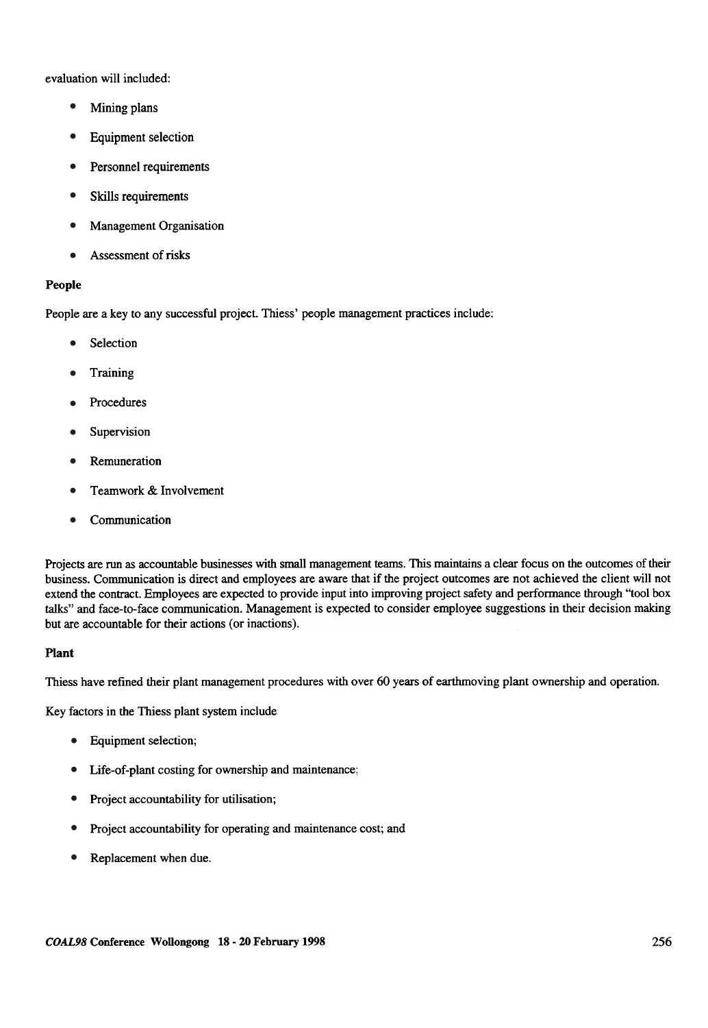evaluation will included:

- Mining plans
- Equipment selection
- Personnel requirements
- Skills requirements
- Management Organisation
- Assessment of risks

**People**

People are a key to any successful project. Thiess' people management practices include:

- Selection
- Training
- Procedures
- Supervision
- Remuneration
- Teamwork & Involvement
- Communication

Projects are run as accountable businesses with small management teams. This maintains a clear focus on the outcomes of their business. Communication is direct and employees are aware that if the project outcomes are not achieved the client will not extend the contract. Employees are expected to provide input into improving project safety and performance through "tool box talks" and face-to-face communication. Management is expected to consider employee suggestions in their decision making but are accountable for their actions (or inactions).

**Plant**

Thiess have refined their plant management procedures with over 60 years of earthmoving plant ownership and operation.

Key factors in the Thiess plant system include

- Equipment selection;
- Life-of-plant costing for ownership and maintenance;
- Project accountability for utilisation;
- Project accountability for operating and maintenance cost; and
- Replacement when due.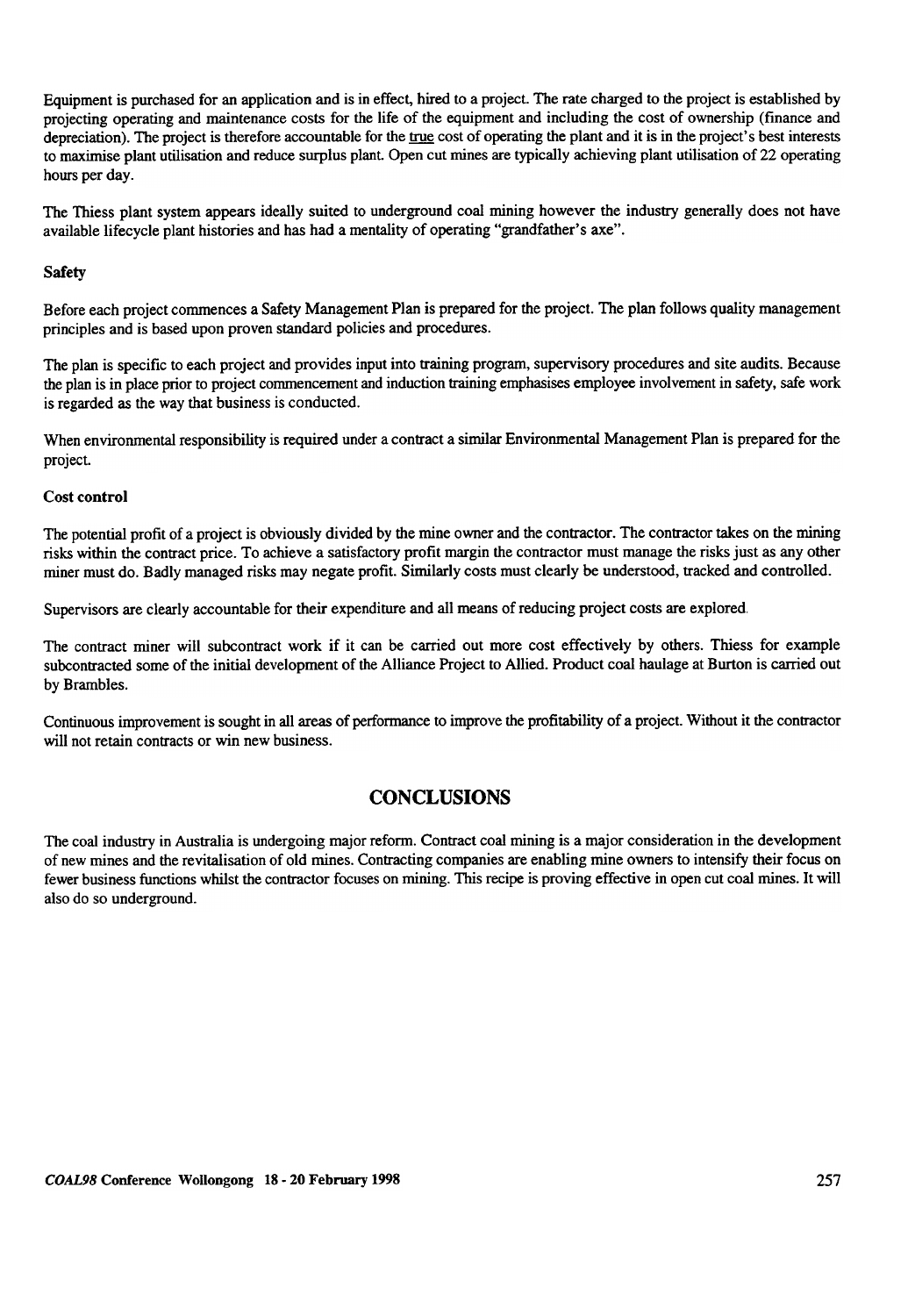Equipment is purchased for an application and is in effect, hired to a project. The rate charged to the project is established by projecting operating and maintenance costs for the life of the equipment and including the cost of ownership (finance and depreciation). The project is therefore accountable for the true cost of operating the plant and it is in the project's best interests to maximise plant utilisation and reduce surplus plant. Open cut mines are typically achieving plant utilisation of 22 operating hours per day.

The Thiess plant system appears ideally suited to underground coal mining however the industry generally does not have available lifecycle plant histories and has had a mentality of operating "grandfather's axe".

**Safety**

Before each project commences a Safety Management Plan is prepared for the project. The plan follows quality management principles and is based upon proven standard policies and procedures.

The plan is specific to each project and provides input into training program, supervisory procedures and site audits. Because the plan is in place prior to project commencement and induction training emphasises employee involvement in safety, safe work is regarded as the way that business is conducted.

When environmental responsibility is required under a contract a similar Environmental Management Plan is prepared for the project.

**Cost control**

The potential profit of a project is obviously divided by the mine owner and the contractor. The contractor takes on the mining risks within the contract price. To achieve a satisfactory profit margin the contractor must manage the risks just as any other miner must do. Badly managed risks may negate profit. Similarly costs must clearly be understood, tracked and controlled.

Supervisors are clearly accountable for their expenditure and all means of reducing project costs are explored.

The contract miner will subcontract work if it can be carried out more cost effectively by others. Thiess for example subcontracted some of the initial development of the Alliance Project to Allied. Product coal haulage at Burton is carried out by Brambles.

Continuous improvement is sought in all areas of performance to improve the profitability of a project. Without it the contractor will not retain contracts or win new business.

## CONCLUSIONS

The coal industry in Australia is undergoing major reform. Contract coal mining is a major consideration in the development of new mines and the revitalisation of old mines. Contracting companies are enabling mine owners to intensify their focus on fewer business functions whilst the contractor focuses on mining. This recipe is proving effective in open cut coal mines. It will also do so underground.